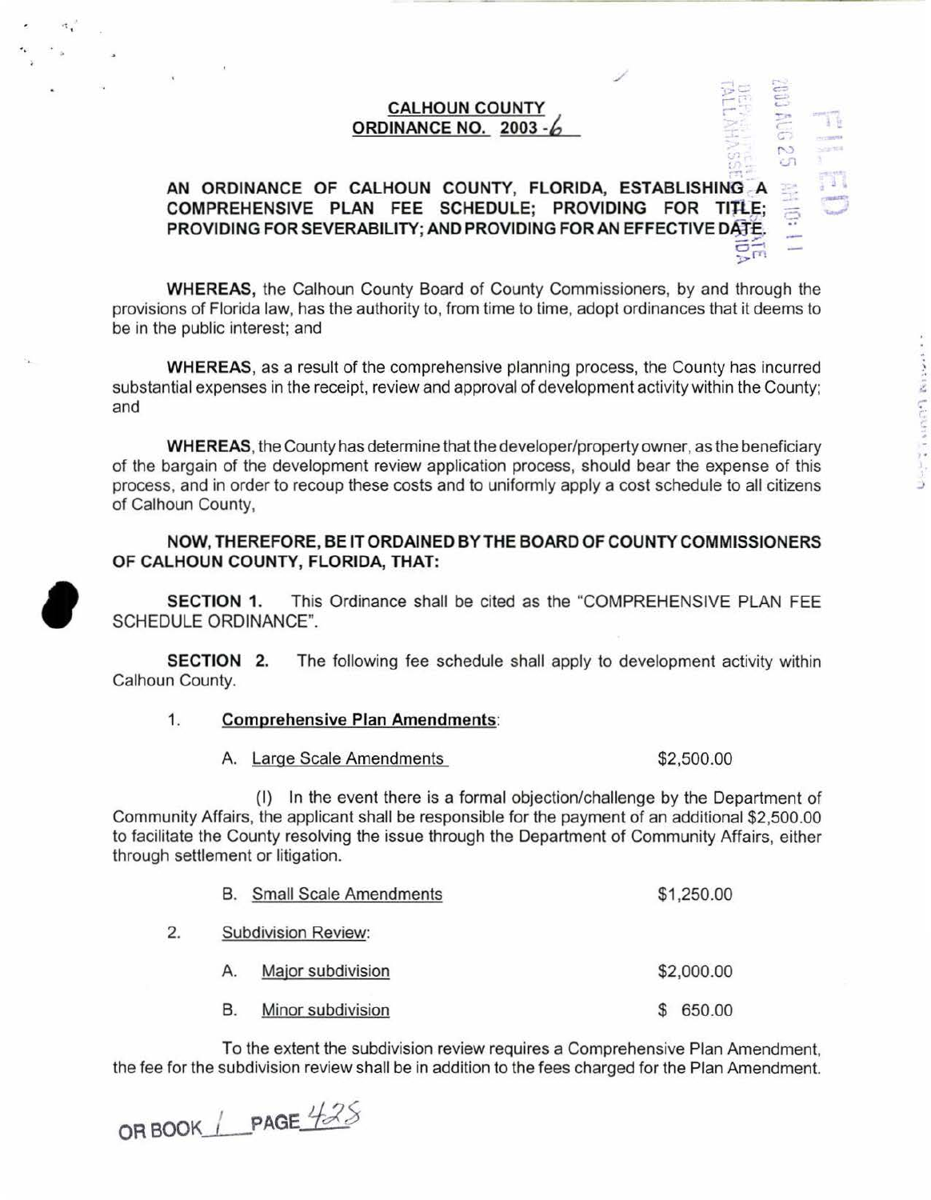**CALHOUN COUNTY**
**ORDINANCE NO. 2003 - 6**

**AN ORDINANCE OF CALHOUN COUNTY, FLORIDA, ESTABLISHING A COMPREHENSIVE PLAN FEE SCHEDULE; PROVIDING FOR TITLE; PROVIDING FOR SEVERABILITY; AND PROVIDING FOR AN EFFECTIVE DATE.**

**WHEREAS,** the Calhoun County Board of County Commissioners, by and through the provisions of Florida law, has the authority to, from time to time, adopt ordinances that it deems to be in the public interest; and

**WHEREAS**, as a result of the comprehensive planning process, the County has incurred substantial expenses in the receipt, review and approval of development activity within the County; and

**WHEREAS**, the County has determine that the developer/property owner, as the beneficiary of the bargain of the development review application process, should bear the expense of this process, and in order to recoup these costs and to uniformly apply a cost schedule to all citizens of Calhoun County,

**NOW, THEREFORE, BE IT ORDAINED BY THE BOARD OF COUNTY COMMISSIONERS OF CALHOUN COUNTY, FLORIDA, THAT:**

**SECTION 1.** This Ordinance shall be cited as the "COMPREHENSIVE PLAN FEE SCHEDULE ORDINANCE".

**SECTION 2.** The following fee schedule shall apply to development activity within Calhoun County.

1. **Comprehensive Plan Amendments**:

   A. Large Scale Amendments — $2,500.00

   (I) In the event there is a formal objection/challenge by the Department of Community Affairs, the applicant shall be responsible for the payment of an additional $2,500.00 to facilitate the County resolving the issue through the Department of Community Affairs, either through settlement or litigation.

   B. Small Scale Amendments — $1,250.00

2. Subdivision Review:

   A. Major subdivision — $2,000.00

   B. Minor subdivision — $ 650.00

To the extent the subdivision review requires a Comprehensive Plan Amendment, the fee for the subdivision review shall be in addition to the fees charged for the Plan Amendment.

OR BOOK 1 PAGE 428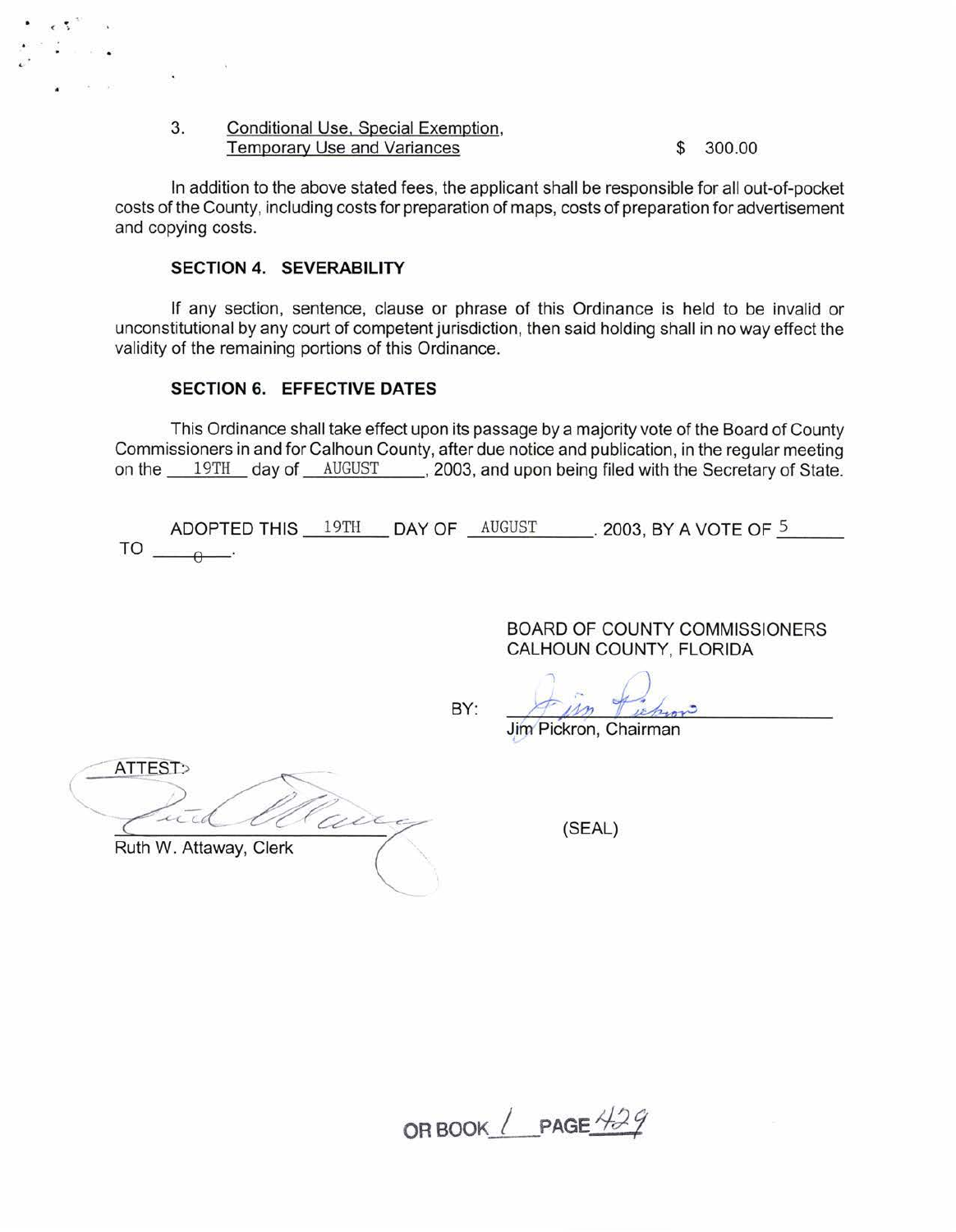3. Conditional Use, Special Exemption, Temporary Use and Variances $ 300.00

In addition to the above stated fees, the applicant shall be responsible for all out-of-pocket costs of the County, including costs for preparation of maps, costs of preparation for advertisement and copying costs.

**SECTION 4. SEVERABILITY**

If any section, sentence, clause or phrase of this Ordinance is held to be invalid or unconstitutional by any court of competent jurisdiction, then said holding shall in no way effect the validity of the remaining portions of this Ordinance.

**SECTION 6. EFFECTIVE DATES**

This Ordinance shall take effect upon its passage by a majority vote of the Board of County Commissioners in and for Calhoun County, after due notice and publication, in the regular meeting on the 19TH day of AUGUST, 2003, and upon being filed with the Secretary of State.

ADOPTED THIS 19TH DAY OF AUGUST, 2003, BY A VOTE OF 5 TO 0.

BOARD OF COUNTY COMMISSIONERS
CALHOUN COUNTY, FLORIDA

BY: Jim Pickron
Jim Pickron, Chairman

ATTEST:
Ruth W. Attaway, Clerk

(SEAL)

OR BOOK 1 PAGE 429